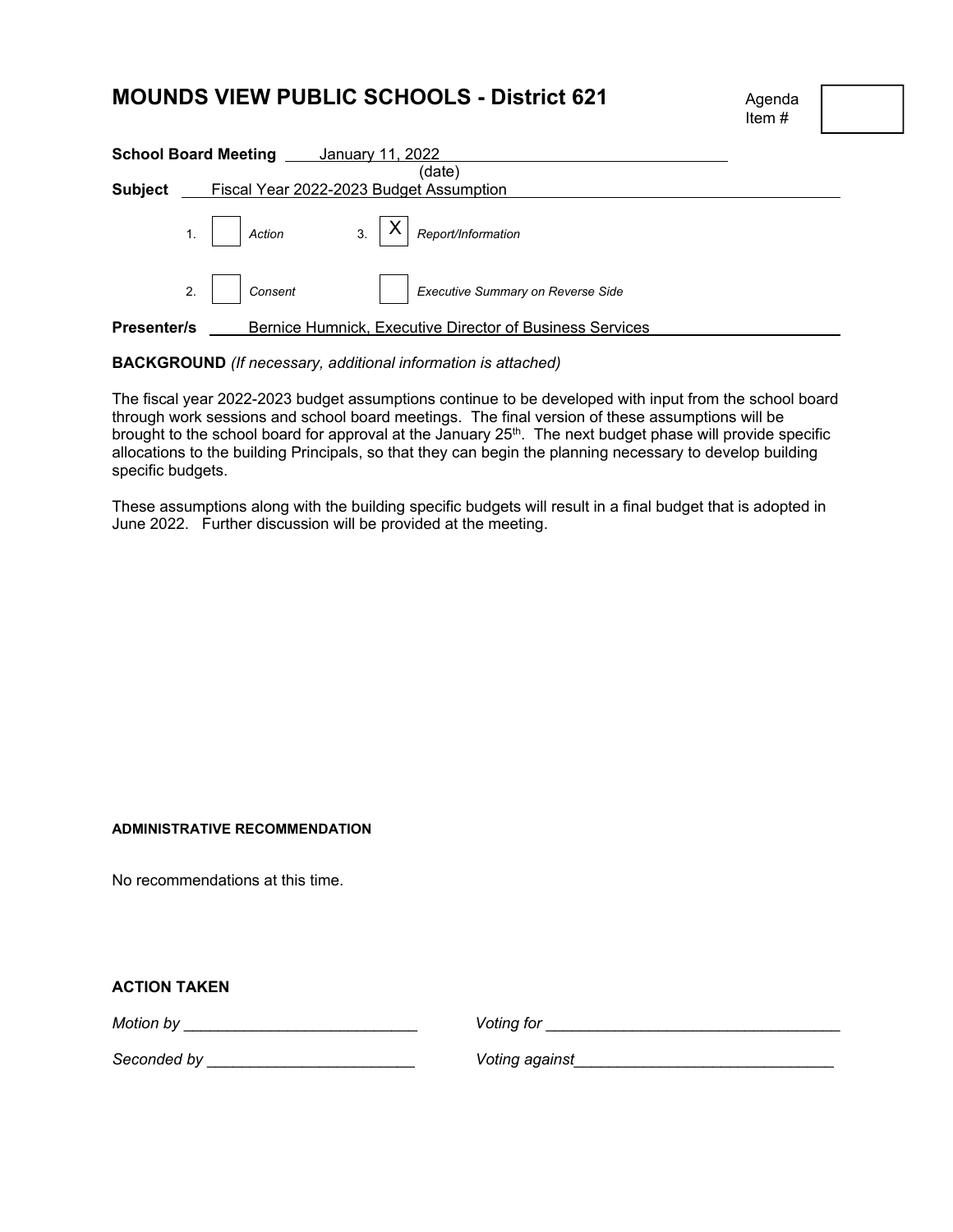# MOUNDS VIEW PUBLIC SCHOOLS - District 621

Agenda Item # 

**School Board Meeting** January 11, 2022
(date)

**Subject** Fiscal Year 2022-2023 Budget Assumption

1. [ ] *Action* 3. [X] *Report/Information*

2. [ ] *Consent* [ ] *Executive Summary on Reverse Side*

**Presenter/s** Bernice Humnick, Executive Director of Business Services

**BACKGROUND** *(If necessary, additional information is attached)*

The fiscal year 2022-2023 budget assumptions continue to be developed with input from the school board through work sessions and school board meetings. The final version of these assumptions will be brought to the school board for approval at the January 25th. The next budget phase will provide specific allocations to the building Principals, so that they can begin the planning necessary to develop building specific budgets.

These assumptions along with the building specific budgets will result in a final budget that is adopted in June 2022. Further discussion will be provided at the meeting.

**ADMINISTRATIVE RECOMMENDATION**

No recommendations at this time.

**ACTION TAKEN**

*Motion by* ___________________________ *Voting for* ___________________________________

*Seconded by* ________________________ *Voting against*______________________________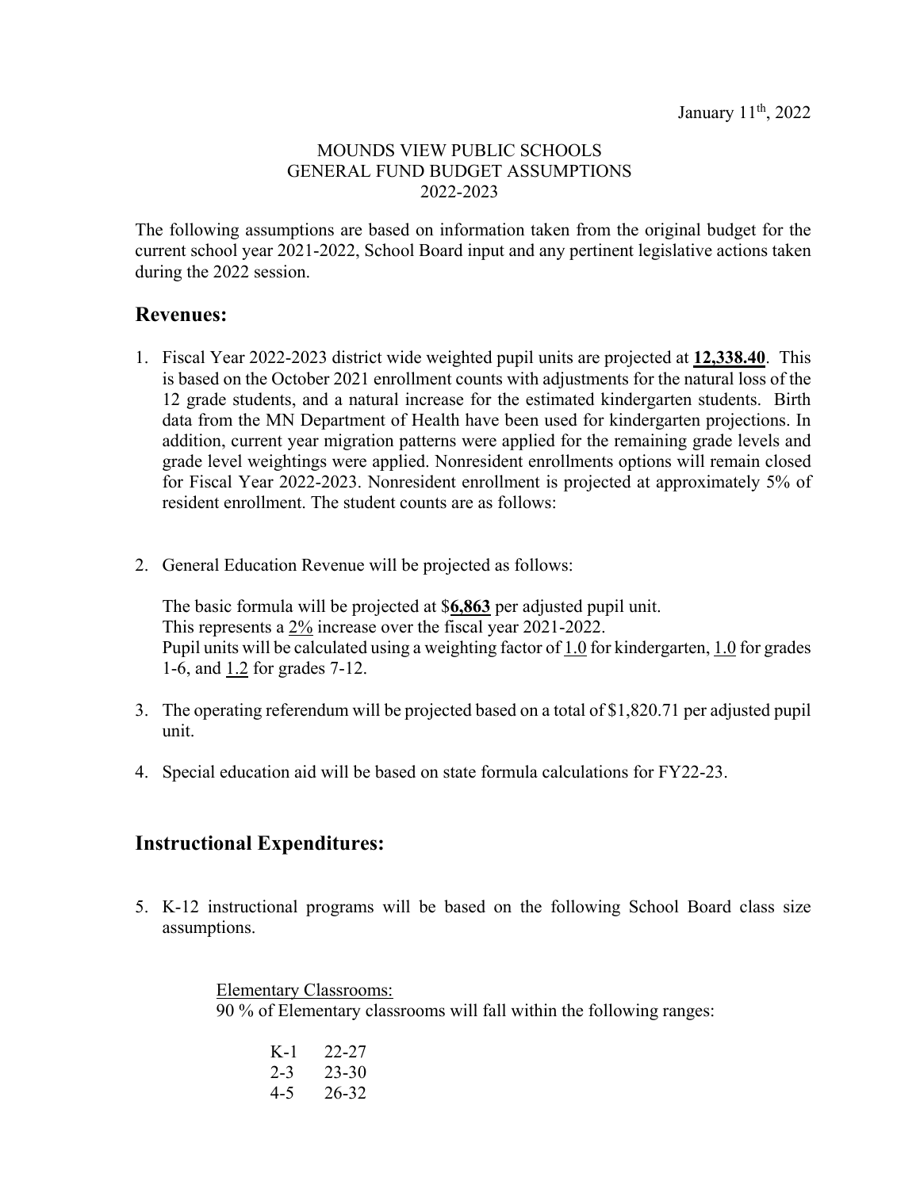January 11th, 2022

MOUNDS VIEW PUBLIC SCHOOLS
GENERAL FUND BUDGET ASSUMPTIONS
2022-2023

The following assumptions are based on information taken from the original budget for the current school year 2021-2022, School Board input and any pertinent legislative actions taken during the 2022 session.

## Revenues:

1. Fiscal Year 2022-2023 district wide weighted pupil units are projected at **12,338.40**. This is based on the October 2021 enrollment counts with adjustments for the natural loss of the 12 grade students, and a natural increase for the estimated kindergarten students. Birth data from the MN Department of Health have been used for kindergarten projections. In addition, current year migration patterns were applied for the remaining grade levels and grade level weightings were applied. Nonresident enrollments options will remain closed for Fiscal Year 2022-2023. Nonresident enrollment is projected at approximately 5% of resident enrollment. The student counts are as follows:

2. General Education Revenue will be projected as follows:

   The basic formula will be projected at $**6,863** per adjusted pupil unit.
   This represents a 2% increase over the fiscal year 2021-2022.
   Pupil units will be calculated using a weighting factor of 1.0 for kindergarten, 1.0 for grades 1-6, and 1.2 for grades 7-12.

3. The operating referendum will be projected based on a total of $1,820.71 per adjusted pupil unit.

4. Special education aid will be based on state formula calculations for FY22-23.

## Instructional Expenditures:

5. K-12 instructional programs will be based on the following School Board class size assumptions.

   Elementary Classrooms:
   90 % of Elementary classrooms will fall within the following ranges:

   | | |
   |---|---|
   | K-1 | 22-27 |
   | 2-3 | 23-30 |
   | 4-5 | 26-32 |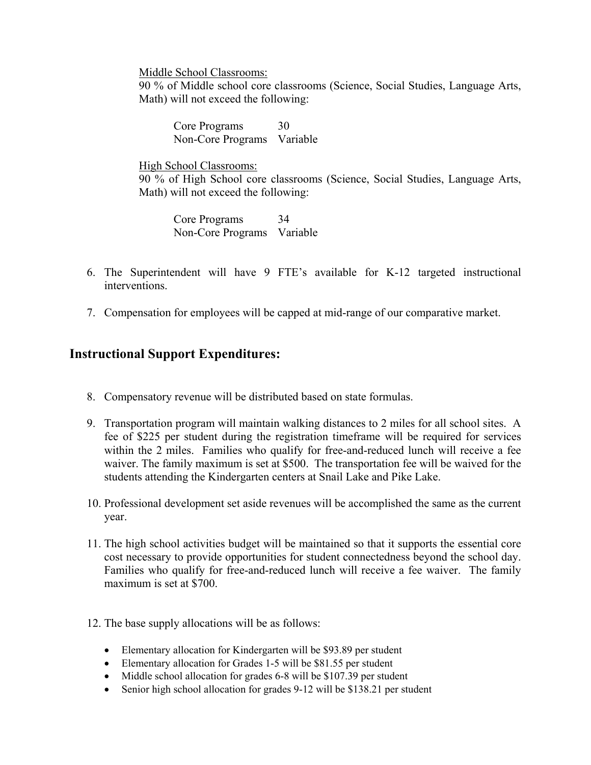Middle School Classrooms:
90 % of Middle school core classrooms (Science, Social Studies, Language Arts, Math) will not exceed the following:

| | |
|---|---|
| Core Programs | 30 |
| Non-Core Programs | Variable |

High School Classrooms:
90 % of High School core classrooms (Science, Social Studies, Language Arts, Math) will not exceed the following:

| | |
|---|---|
| Core Programs | 34 |
| Non-Core Programs | Variable |

6. The Superintendent will have 9 FTE's available for K-12 targeted instructional interventions.

7. Compensation for employees will be capped at mid-range of our comparative market.

## Instructional Support Expenditures:

8. Compensatory revenue will be distributed based on state formulas.

9. Transportation program will maintain walking distances to 2 miles for all school sites. A fee of $225 per student during the registration timeframe will be required for services within the 2 miles. Families who qualify for free-and-reduced lunch will receive a fee waiver. The family maximum is set at $500. The transportation fee will be waived for the students attending the Kindergarten centers at Snail Lake and Pike Lake.

10. Professional development set aside revenues will be accomplished the same as the current year.

11. The high school activities budget will be maintained so that it supports the essential core cost necessary to provide opportunities for student connectedness beyond the school day. Families who qualify for free-and-reduced lunch will receive a fee waiver. The family maximum is set at $700.

12. The base supply allocations will be as follows:

    - Elementary allocation for Kindergarten will be $93.89 per student
    - Elementary allocation for Grades 1-5 will be $81.55 per student
    - Middle school allocation for grades 6-8 will be $107.39 per student
    - Senior high school allocation for grades 9-12 will be $138.21 per student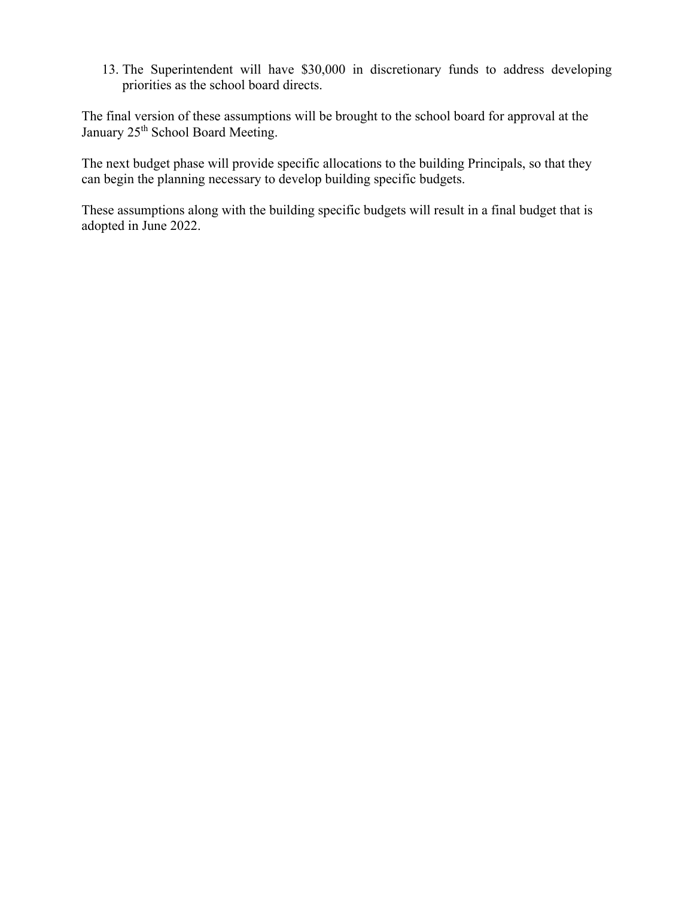13. The Superintendent will have $30,000 in discretionary funds to address developing priorities as the school board directs.

The final version of these assumptions will be brought to the school board for approval at the January 25th School Board Meeting.

The next budget phase will provide specific allocations to the building Principals, so that they can begin the planning necessary to develop building specific budgets.

These assumptions along with the building specific budgets will result in a final budget that is adopted in June 2022.